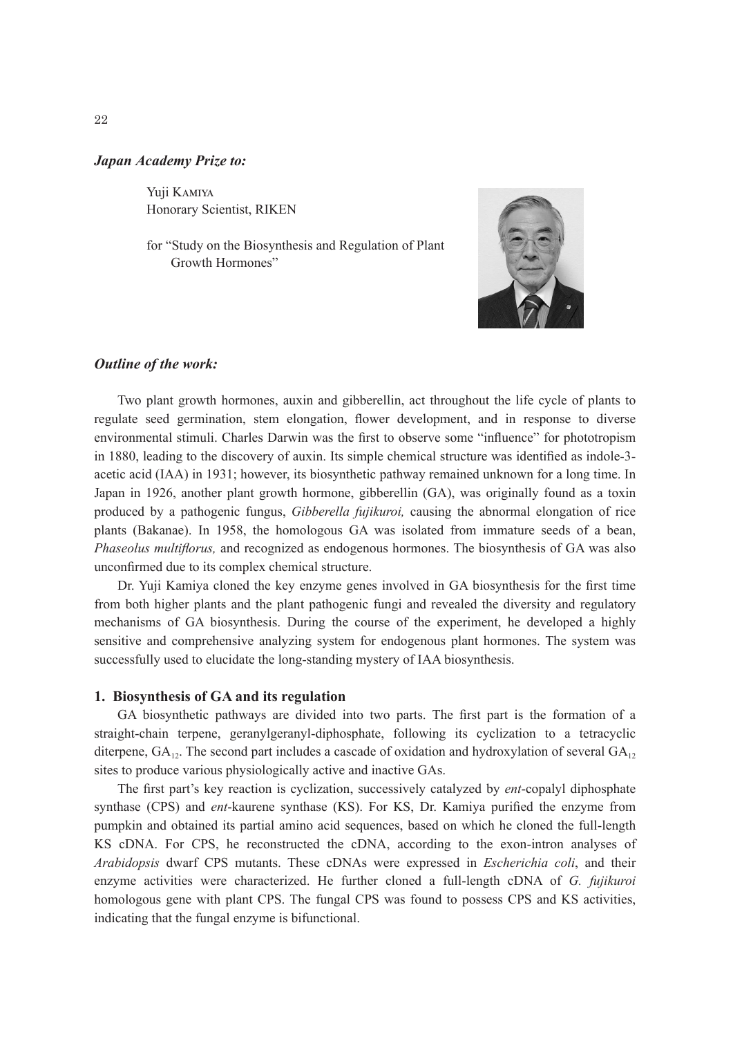***Japan Academy Prize to:***

Yuji Kamiya
Honorary Scientist, RIKEN

for "Study on the Biosynthesis and Regulation of Plant Growth Hormones"

***Outline of the work:***

Two plant growth hormones, auxin and gibberellin, act throughout the life cycle of plants to regulate seed germination, stem elongation, flower development, and in response to diverse environmental stimuli. Charles Darwin was the first to observe some "influence" for phototropism in 1880, leading to the discovery of auxin. Its simple chemical structure was identified as indole-3-acetic acid (IAA) in 1931; however, its biosynthetic pathway remained unknown for a long time. In Japan in 1926, another plant growth hormone, gibberellin (GA), was originally found as a toxin produced by a pathogenic fungus, *Gibberella fujikuroi,* causing the abnormal elongation of rice plants (Bakanae). In 1958, the homologous GA was isolated from immature seeds of a bean, *Phaseolus multiflorus,* and recognized as endogenous hormones. The biosynthesis of GA was also unconfirmed due to its complex chemical structure.

Dr. Yuji Kamiya cloned the key enzyme genes involved in GA biosynthesis for the first time from both higher plants and the plant pathogenic fungi and revealed the diversity and regulatory mechanisms of GA biosynthesis. During the course of the experiment, he developed a highly sensitive and comprehensive analyzing system for endogenous plant hormones. The system was successfully used to elucidate the long-standing mystery of IAA biosynthesis.

**1. Biosynthesis of GA and its regulation**

GA biosynthetic pathways are divided into two parts. The first part is the formation of a straight-chain terpene, geranylgeranyl-diphosphate, following its cyclization to a tetracyclic diterpene, $GA_{12}$. The second part includes a cascade of oxidation and hydroxylation of several $GA_{12}$ sites to produce various physiologically active and inactive GAs.

The first part's key reaction is cyclization, successively catalyzed by *ent*-copalyl diphosphate synthase (CPS) and *ent*-kaurene synthase (KS). For KS, Dr. Kamiya purified the enzyme from pumpkin and obtained its partial amino acid sequences, based on which he cloned the full-length KS cDNA. For CPS, he reconstructed the cDNA, according to the exon-intron analyses of *Arabidopsis* dwarf CPS mutants. These cDNAs were expressed in *Escherichia coli*, and their enzyme activities were characterized. He further cloned a full-length cDNA of *G. fujikuroi* homologous gene with plant CPS. The fungal CPS was found to possess CPS and KS activities, indicating that the fungal enzyme is bifunctional.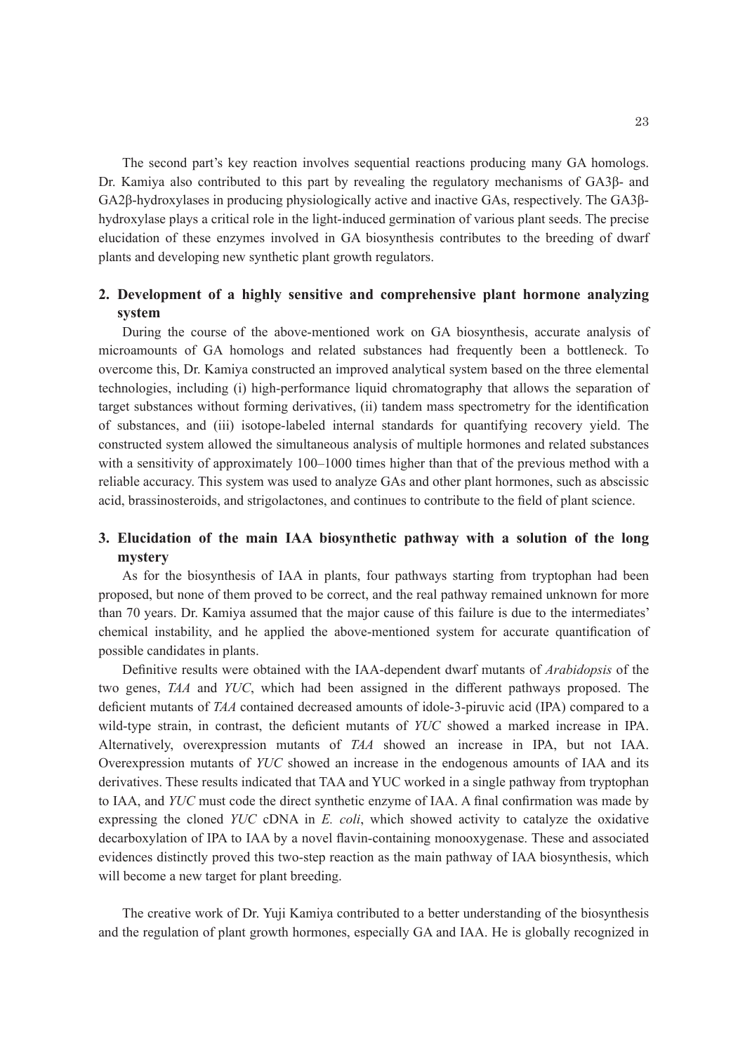The second part's key reaction involves sequential reactions producing many GA homologs. Dr. Kamiya also contributed to this part by revealing the regulatory mechanisms of GA3β- and GA2β-hydroxylases in producing physiologically active and inactive GAs, respectively. The GA3β-hydroxylase plays a critical role in the light-induced germination of various plant seeds. The precise elucidation of these enzymes involved in GA biosynthesis contributes to the breeding of dwarf plants and developing new synthetic plant growth regulators.

## 2. Development of a highly sensitive and comprehensive plant hormone analyzing system

During the course of the above-mentioned work on GA biosynthesis, accurate analysis of microamounts of GA homologs and related substances had frequently been a bottleneck. To overcome this, Dr. Kamiya constructed an improved analytical system based on the three elemental technologies, including (i) high-performance liquid chromatography that allows the separation of target substances without forming derivatives, (ii) tandem mass spectrometry for the identification of substances, and (iii) isotope-labeled internal standards for quantifying recovery yield. The constructed system allowed the simultaneous analysis of multiple hormones and related substances with a sensitivity of approximately 100–1000 times higher than that of the previous method with a reliable accuracy. This system was used to analyze GAs and other plant hormones, such as abscissic acid, brassinosteroids, and strigolactones, and continues to contribute to the field of plant science.

## 3. Elucidation of the main IAA biosynthetic pathway with a solution of the long mystery

As for the biosynthesis of IAA in plants, four pathways starting from tryptophan had been proposed, but none of them proved to be correct, and the real pathway remained unknown for more than 70 years. Dr. Kamiya assumed that the major cause of this failure is due to the intermediates' chemical instability, and he applied the above-mentioned system for accurate quantification of possible candidates in plants.

Definitive results were obtained with the IAA-dependent dwarf mutants of *Arabidopsis* of the two genes, *TAA* and *YUC*, which had been assigned in the different pathways proposed. The deficient mutants of *TAA* contained decreased amounts of idole-3-piruvic acid (IPA) compared to a wild-type strain, in contrast, the deficient mutants of *YUC* showed a marked increase in IPA. Alternatively, overexpression mutants of *TAA* showed an increase in IPA, but not IAA. Overexpression mutants of *YUC* showed an increase in the endogenous amounts of IAA and its derivatives. These results indicated that TAA and YUC worked in a single pathway from tryptophan to IAA, and *YUC* must code the direct synthetic enzyme of IAA. A final confirmation was made by expressing the cloned *YUC* cDNA in *E. coli*, which showed activity to catalyze the oxidative decarboxylation of IPA to IAA by a novel flavin-containing monooxygenase. These and associated evidences distinctly proved this two-step reaction as the main pathway of IAA biosynthesis, which will become a new target for plant breeding.

The creative work of Dr. Yuji Kamiya contributed to a better understanding of the biosynthesis and the regulation of plant growth hormones, especially GA and IAA. He is globally recognized in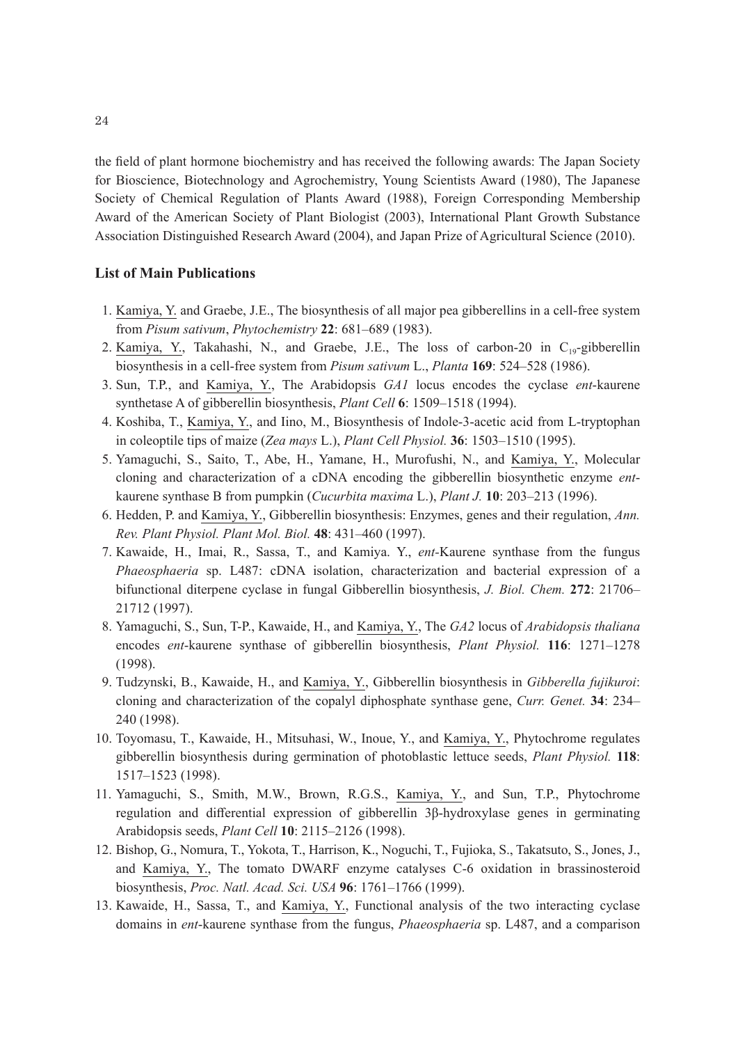the field of plant hormone biochemistry and has received the following awards: The Japan Society for Bioscience, Biotechnology and Agrochemistry, Young Scientists Award (1980), The Japanese Society of Chemical Regulation of Plants Award (1988), Foreign Corresponding Membership Award of the American Society of Plant Biologist (2003), International Plant Growth Substance Association Distinguished Research Award (2004), and Japan Prize of Agricultural Science (2010).

### List of Main Publications

1. Kamiya, Y. and Graebe, J.E., The biosynthesis of all major pea gibberellins in a cell-free system from *Pisum sativum*, *Phytochemistry* **22**: 681–689 (1983).
2. Kamiya, Y., Takahashi, N., and Graebe, J.E., The loss of carbon-20 in $C_{19}$-gibberellin biosynthesis in a cell-free system from *Pisum sativum* L., *Planta* **169**: 524–528 (1986).
3. Sun, T.P., and Kamiya, Y., The Arabidopsis *GA1* locus encodes the cyclase *ent*-kaurene synthetase A of gibberellin biosynthesis, *Plant Cell* **6**: 1509–1518 (1994).
4. Koshiba, T., Kamiya, Y., and Iino, M., Biosynthesis of Indole-3-acetic acid from L-tryptophan in coleoptile tips of maize (*Zea mays* L.), *Plant Cell Physiol.* **36**: 1503–1510 (1995).
5. Yamaguchi, S., Saito, T., Abe, H., Yamane, H., Murofushi, N., and Kamiya, Y., Molecular cloning and characterization of a cDNA encoding the gibberellin biosynthetic enzyme *ent*-kaurene synthase B from pumpkin (*Cucurbita maxima* L.), *Plant J.* **10**: 203–213 (1996).
6. Hedden, P. and Kamiya, Y., Gibberellin biosynthesis: Enzymes, genes and their regulation, *Ann. Rev. Plant Physiol. Plant Mol. Biol.* **48**: 431–460 (1997).
7. Kawaide, H., Imai, R., Sassa, T., and Kamiya. Y., *ent*-Kaurene synthase from the fungus *Phaeosphaeria* sp. L487: cDNA isolation, characterization and bacterial expression of a bifunctional diterpene cyclase in fungal Gibberellin biosynthesis, *J. Biol. Chem.* **272**: 21706–21712 (1997).
8. Yamaguchi, S., Sun, T-P., Kawaide, H., and Kamiya, Y., The *GA2* locus of *Arabidopsis thaliana* encodes *ent*-kaurene synthase of gibberellin biosynthesis, *Plant Physiol.* **116**: 1271–1278 (1998).
9. Tudzynski, B., Kawaide, H., and Kamiya, Y., Gibberellin biosynthesis in *Gibberella fujikuroi*: cloning and characterization of the copalyl diphosphate synthase gene, *Curr. Genet.* **34**: 234–240 (1998).
10. Toyomasu, T., Kawaide, H., Mitsuhasi, W., Inoue, Y., and Kamiya, Y., Phytochrome regulates gibberellin biosynthesis during germination of photoblastic lettuce seeds, *Plant Physiol.* **118**: 1517–1523 (1998).
11. Yamaguchi, S., Smith, M.W., Brown, R.G.S., Kamiya, Y., and Sun, T.P., Phytochrome regulation and differential expression of gibberellin 3β-hydroxylase genes in germinating Arabidopsis seeds, *Plant Cell* **10**: 2115–2126 (1998).
12. Bishop, G., Nomura, T., Yokota, T., Harrison, K., Noguchi, T., Fujioka, S., Takatsuto, S., Jones, J., and Kamiya, Y., The tomato DWARF enzyme catalyses C-6 oxidation in brassinosteroid biosynthesis, *Proc. Natl. Acad. Sci. USA* **96**: 1761–1766 (1999).
13. Kawaide, H., Sassa, T., and Kamiya, Y., Functional analysis of the two interacting cyclase domains in *ent*-kaurene synthase from the fungus, *Phaeosphaeria* sp. L487, and a comparison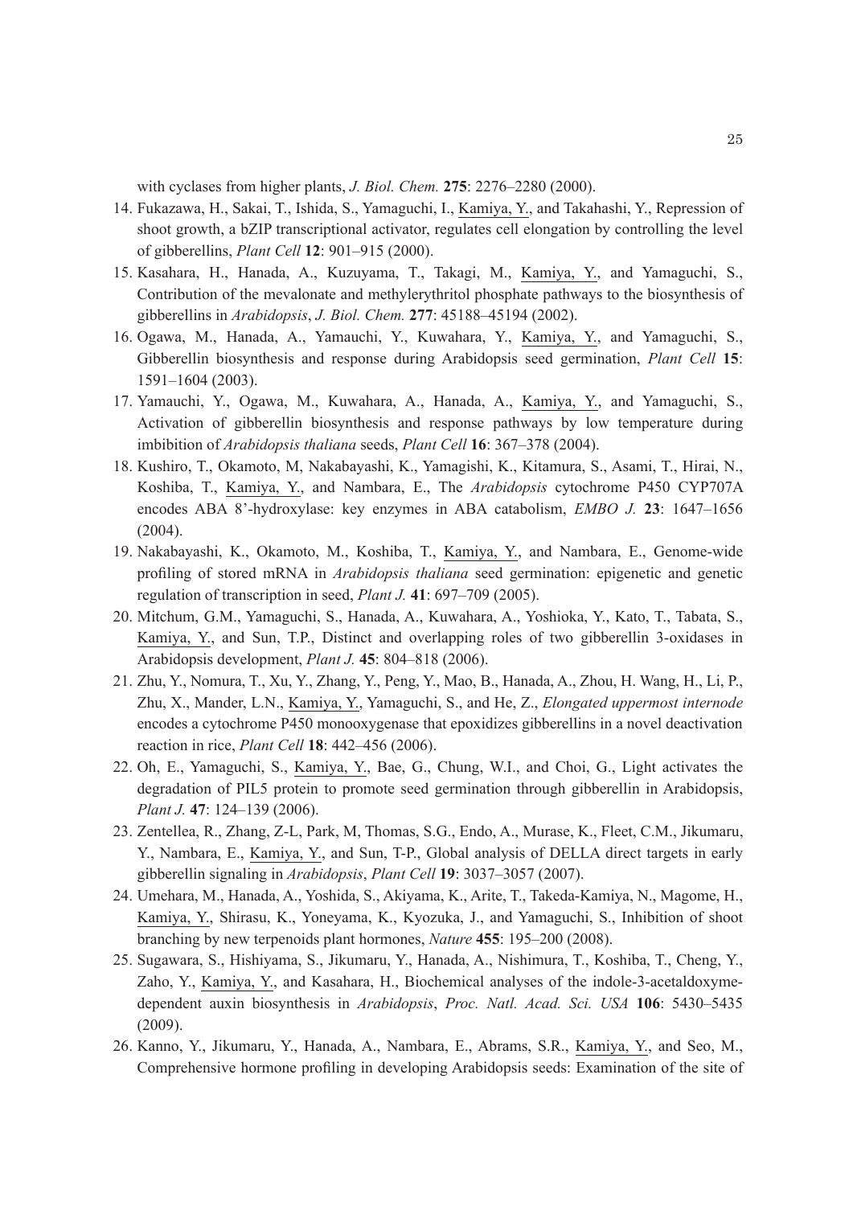with cyclases from higher plants, *J. Biol. Chem.* **275**: 2276–2280 (2000).

14. Fukazawa, H., Sakai, T., Ishida, S., Yamaguchi, I., Kamiya, Y., and Takahashi, Y., Repression of shoot growth, a bZIP transcriptional activator, regulates cell elongation by controlling the level of gibberellins, *Plant Cell* **12**: 901–915 (2000).
15. Kasahara, H., Hanada, A., Kuzuyama, T., Takagi, M., Kamiya, Y., and Yamaguchi, S., Contribution of the mevalonate and methylerythritol phosphate pathways to the biosynthesis of gibberellins in *Arabidopsis*, *J. Biol. Chem.* **277**: 45188–45194 (2002).
16. Ogawa, M., Hanada, A., Yamauchi, Y., Kuwahara, Y., Kamiya, Y., and Yamaguchi, S., Gibberellin biosynthesis and response during Arabidopsis seed germination, *Plant Cell* **15**: 1591–1604 (2003).
17. Yamauchi, Y., Ogawa, M., Kuwahara, A., Hanada, A., Kamiya, Y., and Yamaguchi, S., Activation of gibberellin biosynthesis and response pathways by low temperature during imbibition of *Arabidopsis thaliana* seeds, *Plant Cell* **16**: 367–378 (2004).
18. Kushiro, T., Okamoto, M, Nakabayashi, K., Yamagishi, K., Kitamura, S., Asami, T., Hirai, N., Koshiba, T., Kamiya, Y., and Nambara, E., The *Arabidopsis* cytochrome P450 CYP707A encodes ABA 8'-hydroxylase: key enzymes in ABA catabolism, *EMBO J.* **23**: 1647–1656 (2004).
19. Nakabayashi, K., Okamoto, M., Koshiba, T., Kamiya, Y., and Nambara, E., Genome-wide profiling of stored mRNA in *Arabidopsis thaliana* seed germination: epigenetic and genetic regulation of transcription in seed, *Plant J.* **41**: 697–709 (2005).
20. Mitchum, G.M., Yamaguchi, S., Hanada, A., Kuwahara, A., Yoshioka, Y., Kato, T., Tabata, S., Kamiya, Y., and Sun, T.P., Distinct and overlapping roles of two gibberellin 3-oxidases in Arabidopsis development, *Plant J.* **45**: 804–818 (2006).
21. Zhu, Y., Nomura, T., Xu, Y., Zhang, Y., Peng, Y., Mao, B., Hanada, A., Zhou, H. Wang, H., Li, P., Zhu, X., Mander, L.N., Kamiya, Y., Yamaguchi, S., and He, Z., *Elongated uppermost internode* encodes a cytochrome P450 monooxygenase that epoxidizes gibberellins in a novel deactivation reaction in rice, *Plant Cell* **18**: 442–456 (2006).
22. Oh, E., Yamaguchi, S., Kamiya, Y., Bae, G., Chung, W.I., and Choi, G., Light activates the degradation of PIL5 protein to promote seed germination through gibberellin in Arabidopsis, *Plant J.* **47**: 124–139 (2006).
23. Zentellea, R., Zhang, Z-L, Park, M, Thomas, S.G., Endo, A., Murase, K., Fleet, C.M., Jikumaru, Y., Nambara, E., Kamiya, Y., and Sun, T-P., Global analysis of DELLA direct targets in early gibberellin signaling in *Arabidopsis*, *Plant Cell* **19**: 3037–3057 (2007).
24. Umehara, M., Hanada, A., Yoshida, S., Akiyama, K., Arite, T., Takeda-Kamiya, N., Magome, H., Kamiya, Y., Shirasu, K., Yoneyama, K., Kyozuka, J., and Yamaguchi, S., Inhibition of shoot branching by new terpenoids plant hormones, *Nature* **455**: 195–200 (2008).
25. Sugawara, S., Hishiyama, S., Jikumaru, Y., Hanada, A., Nishimura, T., Koshiba, T., Cheng, Y., Zaho, Y., Kamiya, Y., and Kasahara, H., Biochemical analyses of the indole-3-acetaldoxyme-dependent auxin biosynthesis in *Arabidopsis*, *Proc. Natl. Acad. Sci. USA* **106**: 5430–5435 (2009).
26. Kanno, Y., Jikumaru, Y., Hanada, A., Nambara, E., Abrams, S.R., Kamiya, Y., and Seo, M., Comprehensive hormone profiling in developing Arabidopsis seeds: Examination of the site of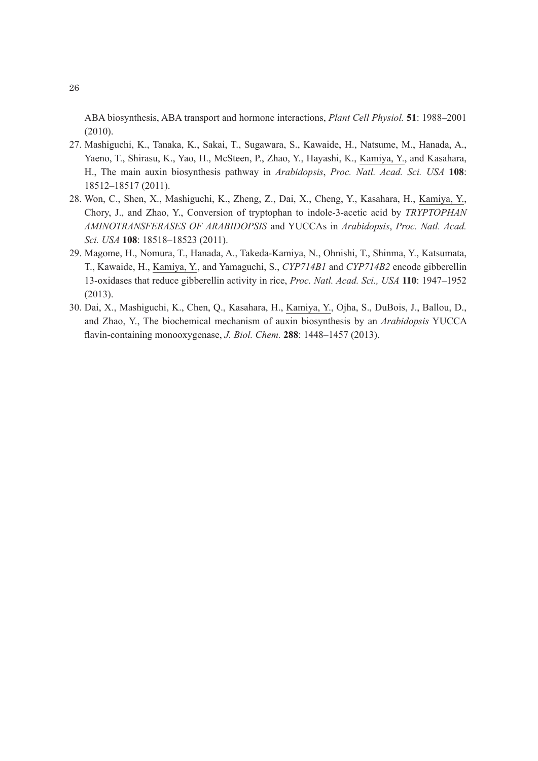ABA biosynthesis, ABA transport and hormone interactions, *Plant Cell Physiol.* **51**: 1988–2001 (2010).

27. Mashiguchi, K., Tanaka, K., Sakai, T., Sugawara, S., Kawaide, H., Natsume, M., Hanada, A., Yaeno, T., Shirasu, K., Yao, H., McSteen, P., Zhao, Y., Hayashi, K., Kamiya, Y., and Kasahara, H., The main auxin biosynthesis pathway in *Arabidopsis*, *Proc. Natl. Acad. Sci. USA* **108**: 18512–18517 (2011).
28. Won, C., Shen, X., Mashiguchi, K., Zheng, Z., Dai, X., Cheng, Y., Kasahara, H., Kamiya, Y., Chory, J., and Zhao, Y., Conversion of tryptophan to indole-3-acetic acid by *TRYPTOPHAN AMINOTRANSFERASES OF ARABIDOPSIS* and YUCCAs in *Arabidopsis*, *Proc. Natl. Acad. Sci. USA* **108**: 18518–18523 (2011).
29. Magome, H., Nomura, T., Hanada, A., Takeda-Kamiya, N., Ohnishi, T., Shinma, Y., Katsumata, T., Kawaide, H., Kamiya, Y., and Yamaguchi, S., *CYP714B1* and *CYP714B2* encode gibberellin 13-oxidases that reduce gibberellin activity in rice, *Proc. Natl. Acad. Sci., USA* **110**: 1947–1952 (2013).
30. Dai, X., Mashiguchi, K., Chen, Q., Kasahara, H., Kamiya, Y., Ojha, S., DuBois, J., Ballou, D., and Zhao, Y., The biochemical mechanism of auxin biosynthesis by an *Arabidopsis* YUCCA flavin-containing monooxygenase, *J. Biol. Chem.* **288**: 1448–1457 (2013).